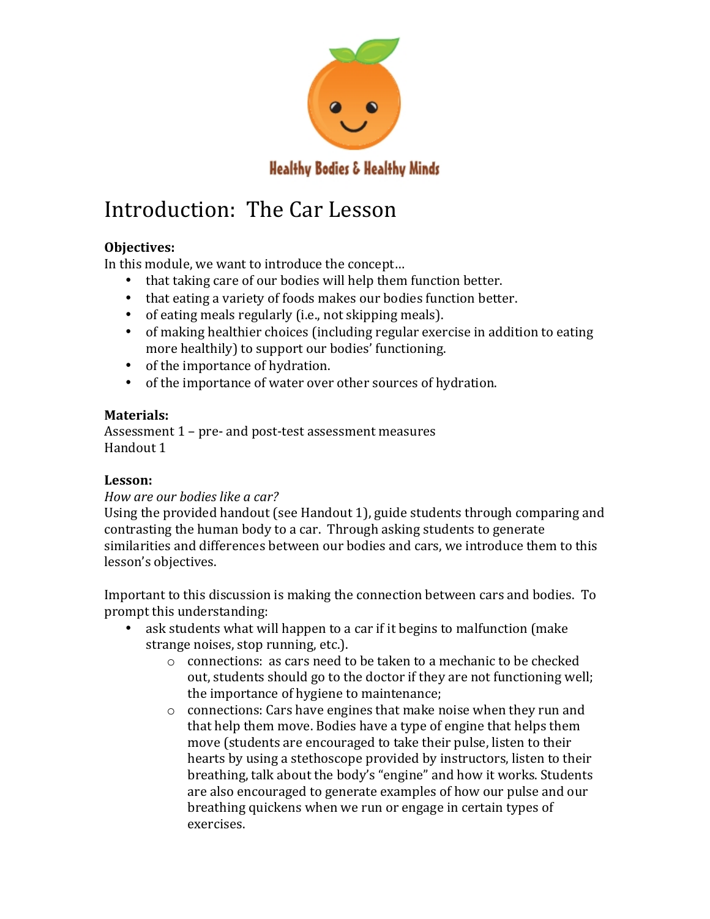Healthy Bodies & Healthy Minds

# Introduction: The Car Lesson

**Objectives:**
In this module, we want to introduce the concept…

- that taking care of our bodies will help them function better.
- that eating a variety of foods makes our bodies function better.
- of eating meals regularly (i.e., not skipping meals).
- of making healthier choices (including regular exercise in addition to eating more healthily) to support our bodies' functioning.
- of the importance of hydration.
- of the importance of water over other sources of hydration.

**Materials:**
Assessment 1 – pre- and post-test assessment measures
Handout 1

**Lesson:**
*How are our bodies like a car?*
Using the provided handout (see Handout 1), guide students through comparing and contrasting the human body to a car. Through asking students to generate similarities and differences between our bodies and cars, we introduce them to this lesson's objectives.

Important to this discussion is making the connection between cars and bodies. To prompt this understanding:

- ask students what will happen to a car if it begins to malfunction (make strange noises, stop running, etc.).
  - connections: as cars need to be taken to a mechanic to be checked out, students should go to the doctor if they are not functioning well; the importance of hygiene to maintenance;
  - connections: Cars have engines that make noise when they run and that help them move. Bodies have a type of engine that helps them move (students are encouraged to take their pulse, listen to their hearts by using a stethoscope provided by instructors, listen to their breathing, talk about the body's "engine" and how it works. Students are also encouraged to generate examples of how our pulse and our breathing quickens when we run or engage in certain types of exercises.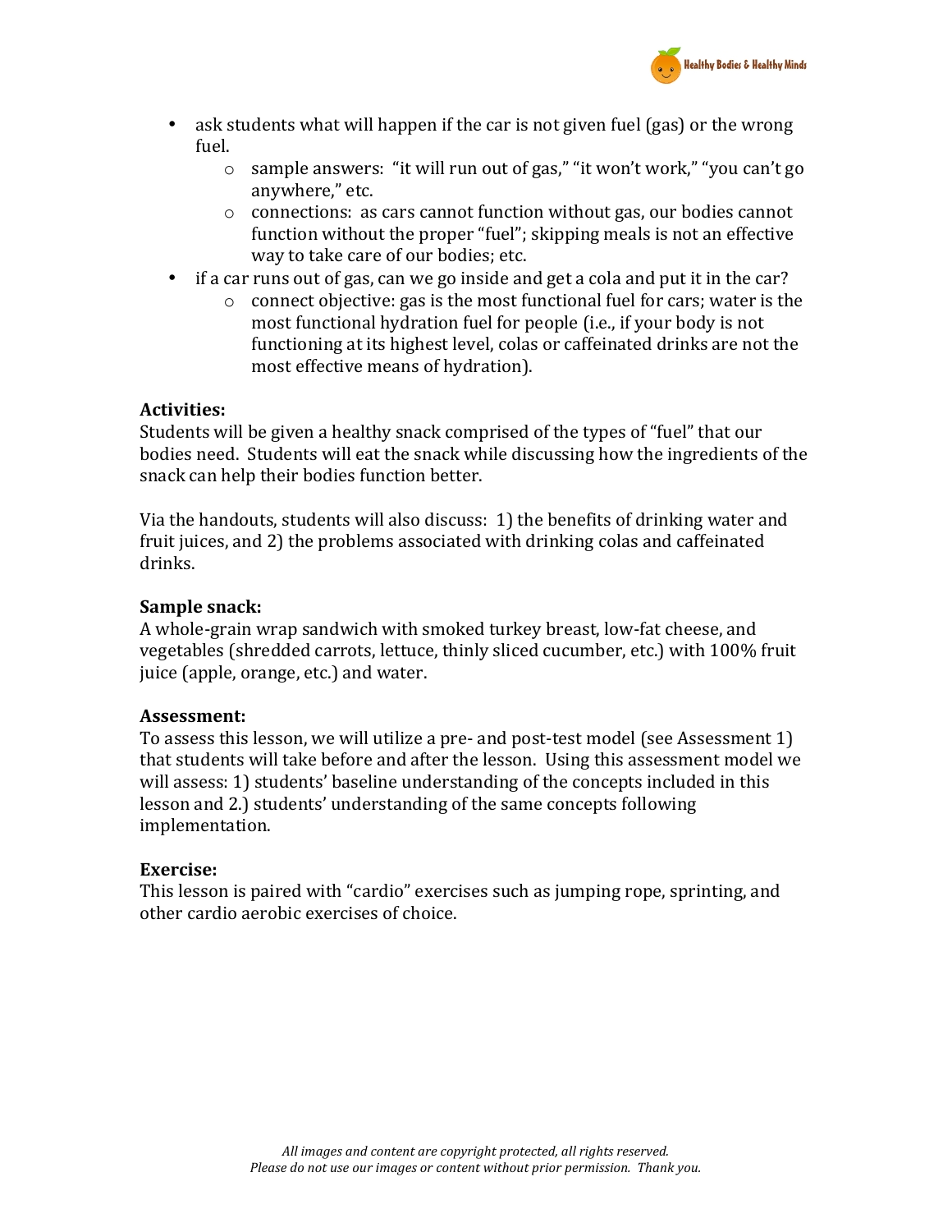- ask students what will happen if the car is not given fuel (gas) or the wrong fuel.
  - sample answers: "it will run out of gas," "it won't work," "you can't go anywhere," etc.
  - connections: as cars cannot function without gas, our bodies cannot function without the proper "fuel"; skipping meals is not an effective way to take care of our bodies; etc.
- if a car runs out of gas, can we go inside and get a cola and put it in the car?
  - connect objective: gas is the most functional fuel for cars; water is the most functional hydration fuel for people (i.e., if your body is not functioning at its highest level, colas or caffeinated drinks are not the most effective means of hydration).

**Activities:**
Students will be given a healthy snack comprised of the types of "fuel" that our bodies need. Students will eat the snack while discussing how the ingredients of the snack can help their bodies function better.

Via the handouts, students will also discuss: 1) the benefits of drinking water and fruit juices, and 2) the problems associated with drinking colas and caffeinated drinks.

**Sample snack:**
A whole-grain wrap sandwich with smoked turkey breast, low-fat cheese, and vegetables (shredded carrots, lettuce, thinly sliced cucumber, etc.) with 100% fruit juice (apple, orange, etc.) and water.

**Assessment:**
To assess this lesson, we will utilize a pre- and post-test model (see Assessment 1) that students will take before and after the lesson. Using this assessment model we will assess: 1) students' baseline understanding of the concepts included in this lesson and 2.) students' understanding of the same concepts following implementation.

**Exercise:**
This lesson is paired with "cardio" exercises such as jumping rope, sprinting, and other cardio aerobic exercises of choice.

*All images and content are copyright protected, all rights reserved.*
*Please do not use our images or content without prior permission. Thank you.*